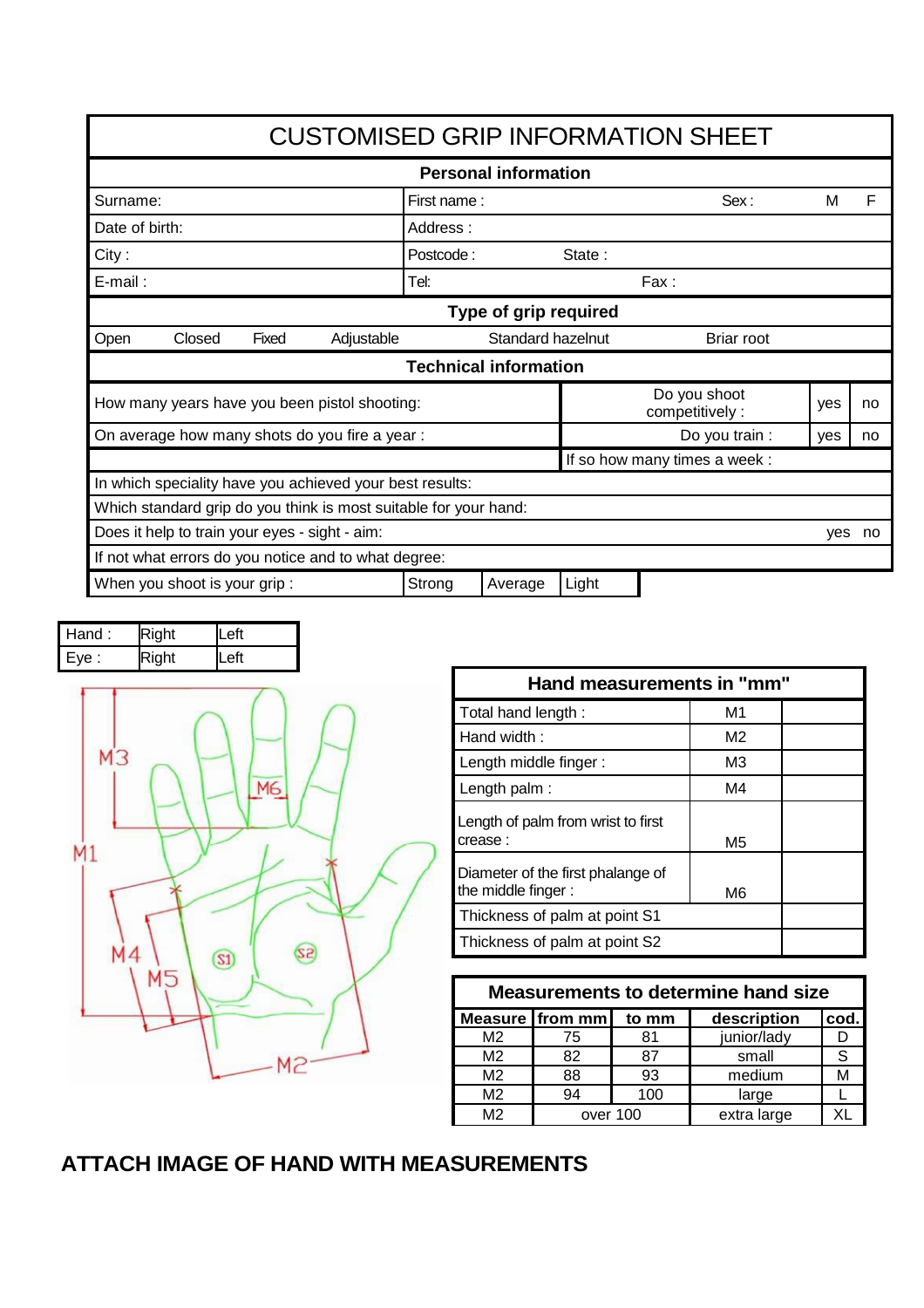# CUSTOMISED GRIP INFORMATION SHEET

## Personal information

| | | | |
|---|---|---|---|
| Surname: | First name : | Sex : | M F |
| Date of birth: | Address : | | |
| City : | Postcode : | State : | |
| E-mail : | Tel: | Fax : | |

## Type of grip required

Open | Closed | Fixed | Adjustable | Standard hazelnut | Briar root

## Technical information

| | | | |
|---|---|---|---|
| How many years have you been pistol shooting: | Do you shoot competitively : | yes | no |
| On average how many shots do you fire a year : | Do you train : | yes | no |
| | If so how many times a week : | | |

In which speciality have you achieved your best results:

Which standard grip do you think is most suitable for your hand:

Does it help to train your eyes - sight - aim: yes no

If not what errors do you notice and to what degree:

| When you shoot is your grip : | Strong | Average | Light |
|---|---|---|---|

| | | |
|---|---|---|
| Hand : | Right | Left |
| Eye : | Right | Left |

M3 M6 M1 M4 M5 S1 S2 M2

| Hand measurements in "mm" | | |
|---|---|---|
| Total hand length : | M1 | |
| Hand width : | M2 | |
| Length middle finger : | M3 | |
| Length palm : | M4 | |
| Length of palm from wrist to first crease : | M5 | |
| Diameter of the first phalange of the middle finger : | M6 | |
| Thickness of palm at point S1 | | |
| Thickness of palm at point S2 | | |

**Measurements to determine hand size**

| Measure | from mm | to mm | description | cod. |
|---|---|---|---|---|
| M2 | 75 | 81 | junior/lady | D |
| M2 | 82 | 87 | small | S |
| M2 | 88 | 93 | medium | M |
| M2 | 94 | 100 | large | L |
| M2 | over 100 | | extra large | XL |

**ATTACH IMAGE OF HAND WITH MEASUREMENTS**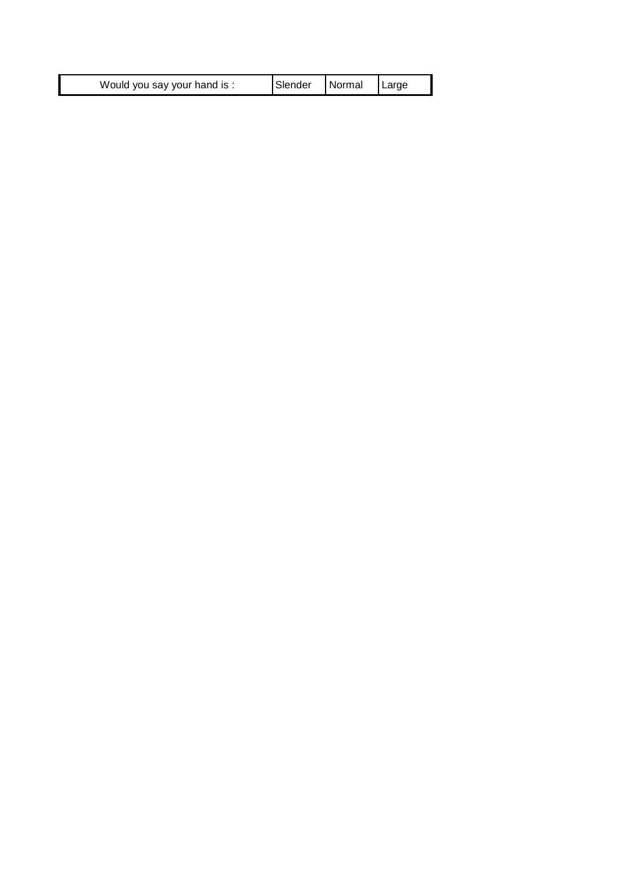| | | | |
|---|---|---|---|
| Would you say your hand is : | Slender | Normal | Large |